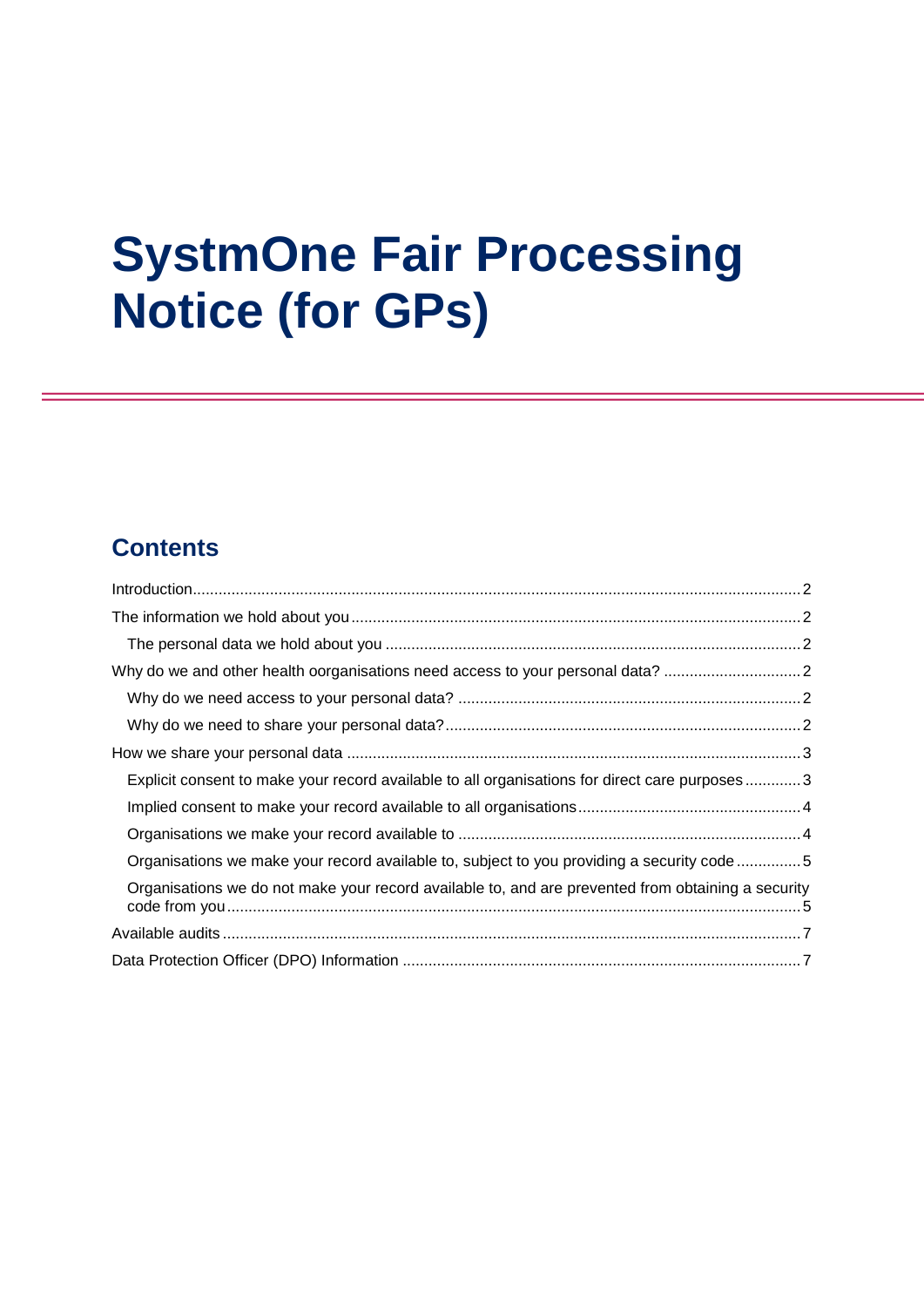# SystmOne Fair Processing Notice (for GPs)

## Contents

Introduction ..... 2

The information we hold about you ..... 2

- The personal data we hold about you ..... 2

Why do we and other health oorganisations need access to your personal data? ..... 2

- Why do we need access to your personal data? ..... 2
- Why do we need to share your personal data? ..... 2

How we share your personal data ..... 3

- Explicit consent to make your record available to all organisations for direct care purposes ..... 3
- Implied consent to make your record available to all organisations ..... 4
- Organisations we make your record available to ..... 4
- Organisations we make your record available to, subject to you providing a security code ..... 5
- Organisations we do not make your record available to, and are prevented from obtaining a security code from you ..... 5

Available audits ..... 7

Data Protection Officer (DPO) Information ..... 7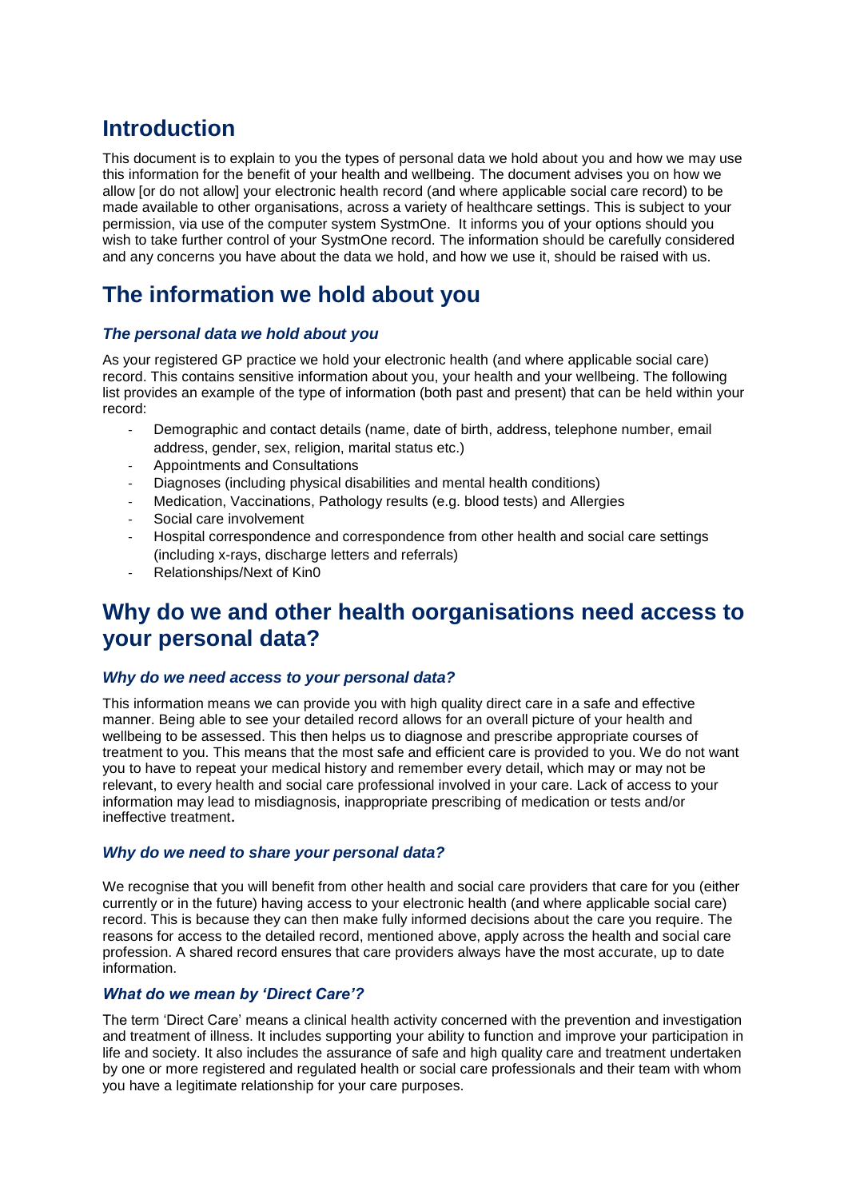# Introduction

This document is to explain to you the types of personal data we hold about you and how we may use this information for the benefit of your health and wellbeing. The document advises you on how we allow [or do not allow] your electronic health record (and where applicable social care record) to be made available to other organisations, across a variety of healthcare settings. This is subject to your permission, via use of the computer system SystmOne. It informs you of your options should you wish to take further control of your SystmOne record. The information should be carefully considered and any concerns you have about the data we hold, and how we use it, should be raised with us.

# The information we hold about you

### *The personal data we hold about you*

As your registered GP practice we hold your electronic health (and where applicable social care) record. This contains sensitive information about you, your health and your wellbeing. The following list provides an example of the type of information (both past and present) that can be held within your record:

- Demographic and contact details (name, date of birth, address, telephone number, email address, gender, sex, religion, marital status etc.)
- Appointments and Consultations
- Diagnoses (including physical disabilities and mental health conditions)
- Medication, Vaccinations, Pathology results (e.g. blood tests) and Allergies
- Social care involvement
- Hospital correspondence and correspondence from other health and social care settings (including x-rays, discharge letters and referrals)
- Relationships/Next of Kin0

# Why do we and other health oorganisations need access to your personal data?

### *Why do we need access to your personal data?*

This information means we can provide you with high quality direct care in a safe and effective manner. Being able to see your detailed record allows for an overall picture of your health and wellbeing to be assessed. This then helps us to diagnose and prescribe appropriate courses of treatment to you. This means that the most safe and efficient care is provided to you. We do not want you to have to repeat your medical history and remember every detail, which may or may not be relevant, to every health and social care professional involved in your care. Lack of access to your information may lead to misdiagnosis, inappropriate prescribing of medication or tests and/or ineffective treatment.

### *Why do we need to share your personal data?*

We recognise that you will benefit from other health and social care providers that care for you (either currently or in the future) having access to your electronic health (and where applicable social care) record. This is because they can then make fully informed decisions about the care you require. The reasons for access to the detailed record, mentioned above, apply across the health and social care profession. A shared record ensures that care providers always have the most accurate, up to date information.

### *What do we mean by 'Direct Care'?*

The term 'Direct Care' means a clinical health activity concerned with the prevention and investigation and treatment of illness. It includes supporting your ability to function and improve your participation in life and society. It also includes the assurance of safe and high quality care and treatment undertaken by one or more registered and regulated health or social care professionals and their team with whom you have a legitimate relationship for your care purposes.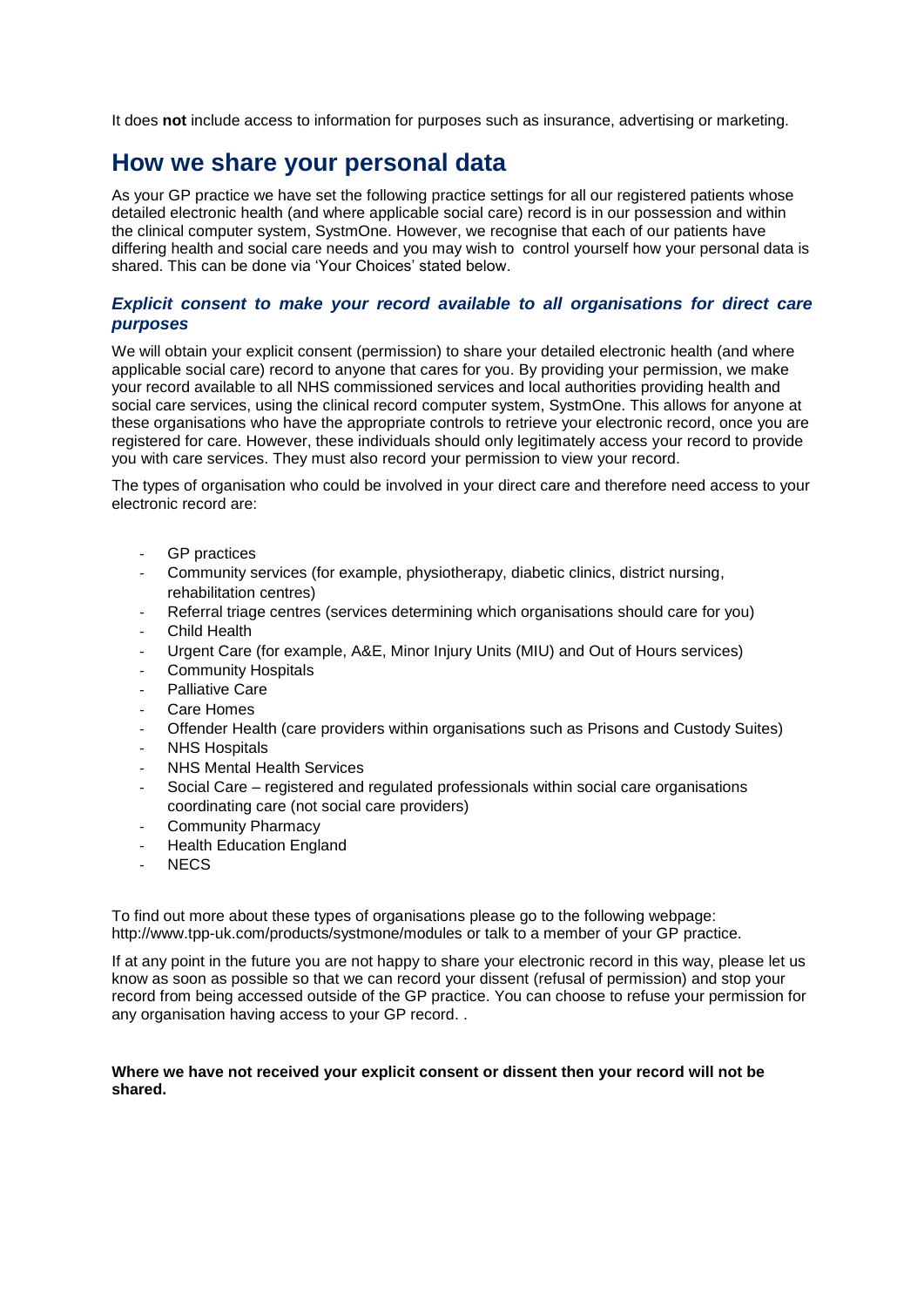It does **not** include access to information for purposes such as insurance, advertising or marketing.

## How we share your personal data

As your GP practice we have set the following practice settings for all our registered patients whose detailed electronic health (and where applicable social care) record is in our possession and within the clinical computer system, SystmOne. However, we recognise that each of our patients have differing health and social care needs and you may wish to control yourself how your personal data is shared. This can be done via 'Your Choices' stated below.

### *Explicit consent to make your record available to all organisations for direct care purposes*

We will obtain your explicit consent (permission) to share your detailed electronic health (and where applicable social care) record to anyone that cares for you. By providing your permission, we make your record available to all NHS commissioned services and local authorities providing health and social care services, using the clinical record computer system, SystmOne. This allows for anyone at these organisations who have the appropriate controls to retrieve your electronic record, once you are registered for care. However, these individuals should only legitimately access your record to provide you with care services. They must also record your permission to view your record.

The types of organisation who could be involved in your direct care and therefore need access to your electronic record are:

- GP practices
- Community services (for example, physiotherapy, diabetic clinics, district nursing, rehabilitation centres)
- Referral triage centres (services determining which organisations should care for you)
- Child Health
- Urgent Care (for example, A&E, Minor Injury Units (MIU) and Out of Hours services)
- Community Hospitals
- Palliative Care
- Care Homes
- Offender Health (care providers within organisations such as Prisons and Custody Suites)
- NHS Hospitals
- NHS Mental Health Services
- Social Care – registered and regulated professionals within social care organisations coordinating care (not social care providers)
- Community Pharmacy
- Health Education England
- NECS

To find out more about these types of organisations please go to the following webpage: http://www.tpp-uk.com/products/systmone/modules or talk to a member of your GP practice.

If at any point in the future you are not happy to share your electronic record in this way, please let us know as soon as possible so that we can record your dissent (refusal of permission) and stop your record from being accessed outside of the GP practice. You can choose to refuse your permission for any organisation having access to your GP record. .

**Where we have not received your explicit consent or dissent then your record will not be shared.**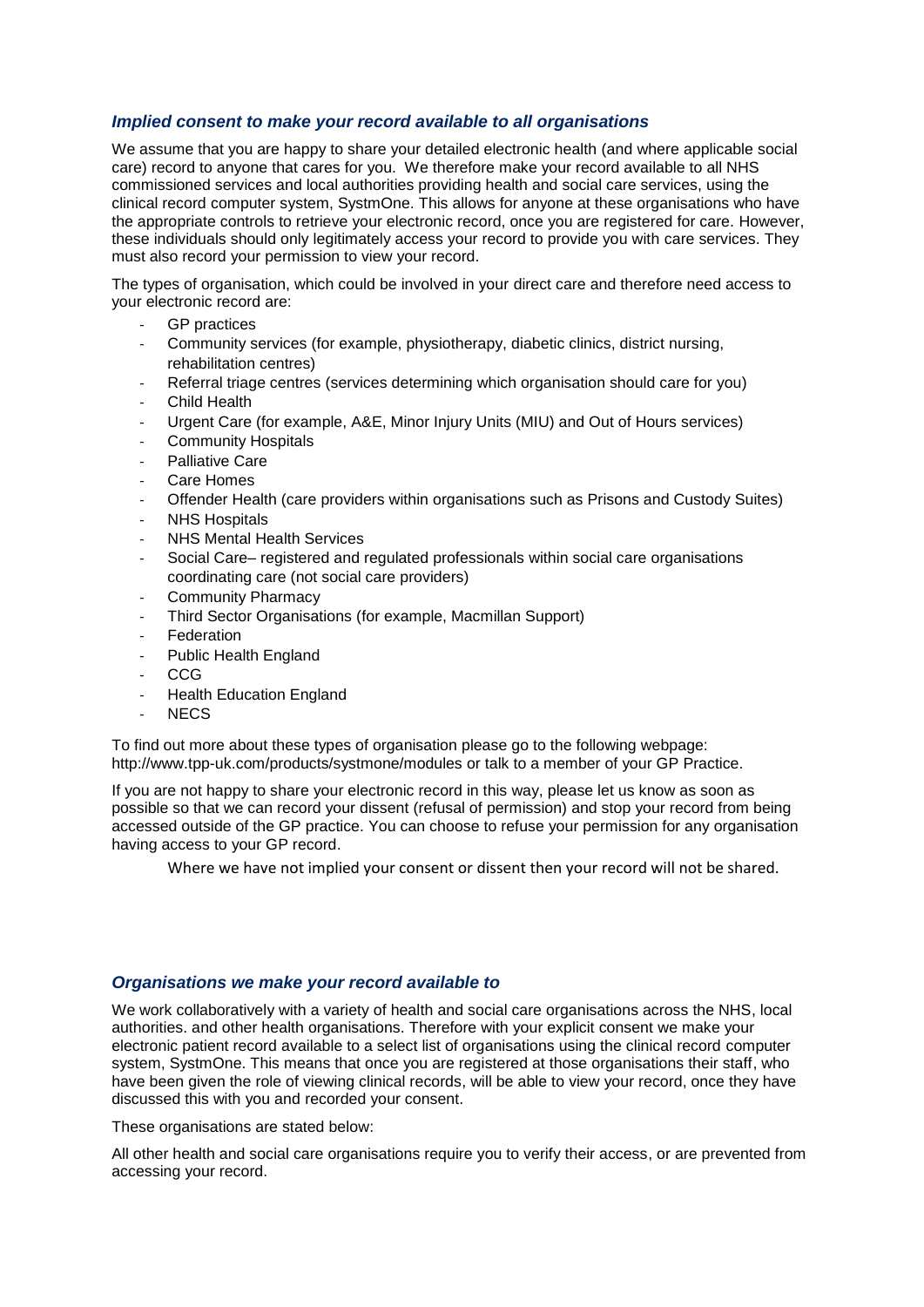### *Implied consent to make your record available to all organisations*

We assume that you are happy to share your detailed electronic health (and where applicable social care) record to anyone that cares for you. We therefore make your record available to all NHS commissioned services and local authorities providing health and social care services, using the clinical record computer system, SystmOne. This allows for anyone at these organisations who have the appropriate controls to retrieve your electronic record, once you are registered for care. However, these individuals should only legitimately access your record to provide you with care services. They must also record your permission to view your record.

The types of organisation, which could be involved in your direct care and therefore need access to your electronic record are:

- GP practices
- Community services (for example, physiotherapy, diabetic clinics, district nursing, rehabilitation centres)
- Referral triage centres (services determining which organisation should care for you)
- Child Health
- Urgent Care (for example, A&E, Minor Injury Units (MIU) and Out of Hours services)
- Community Hospitals
- Palliative Care
- Care Homes
- Offender Health (care providers within organisations such as Prisons and Custody Suites)
- NHS Hospitals
- NHS Mental Health Services
- Social Care– registered and regulated professionals within social care organisations coordinating care (not social care providers)
- Community Pharmacy
- Third Sector Organisations (for example, Macmillan Support)
- Federation
- Public Health England
- CCG
- Health Education England
- NECS

To find out more about these types of organisation please go to the following webpage: http://www.tpp-uk.com/products/systmone/modules or talk to a member of your GP Practice.

If you are not happy to share your electronic record in this way, please let us know as soon as possible so that we can record your dissent (refusal of permission) and stop your record from being accessed outside of the GP practice. You can choose to refuse your permission for any organisation having access to your GP record.

Where we have not implied your consent or dissent then your record will not be shared.

### *Organisations we make your record available to*

We work collaboratively with a variety of health and social care organisations across the NHS, local authorities. and other health organisations. Therefore with your explicit consent we make your electronic patient record available to a select list of organisations using the clinical record computer system, SystmOne. This means that once you are registered at those organisations their staff, who have been given the role of viewing clinical records, will be able to view your record, once they have discussed this with you and recorded your consent.

These organisations are stated below:

All other health and social care organisations require you to verify their access, or are prevented from accessing your record.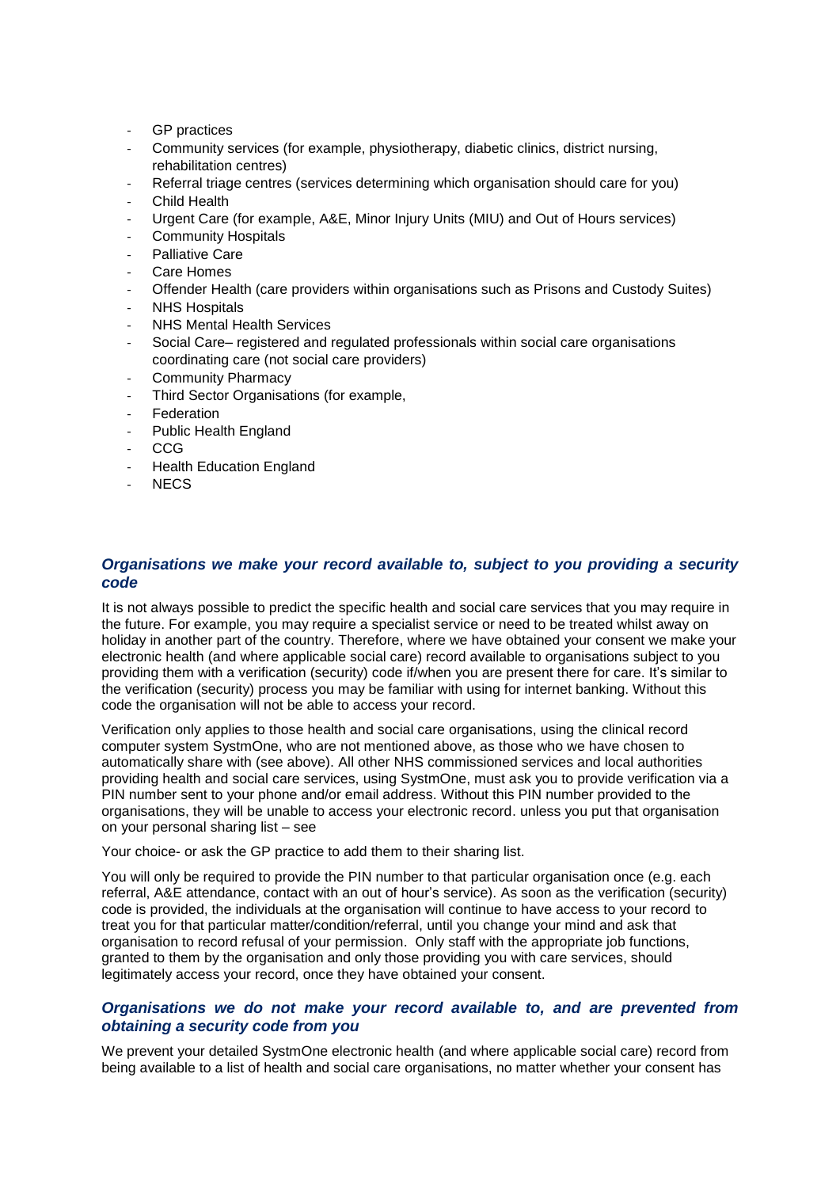- GP practices
- Community services (for example, physiotherapy, diabetic clinics, district nursing, rehabilitation centres)
- Referral triage centres (services determining which organisation should care for you)
- Child Health
- Urgent Care (for example, A&E, Minor Injury Units (MIU) and Out of Hours services)
- Community Hospitals
- Palliative Care
- Care Homes
- Offender Health (care providers within organisations such as Prisons and Custody Suites)
- NHS Hospitals
- NHS Mental Health Services
- Social Care– registered and regulated professionals within social care organisations coordinating care (not social care providers)
- Community Pharmacy
- Third Sector Organisations (for example,
- Federation
- Public Health England
- CCG
- Health Education England
- NECS

### *Organisations we make your record available to, subject to you providing a security code*

It is not always possible to predict the specific health and social care services that you may require in the future. For example, you may require a specialist service or need to be treated whilst away on holiday in another part of the country. Therefore, where we have obtained your consent we make your electronic health (and where applicable social care) record available to organisations subject to you providing them with a verification (security) code if/when you are present there for care. It's similar to the verification (security) process you may be familiar with using for internet banking. Without this code the organisation will not be able to access your record.

Verification only applies to those health and social care organisations, using the clinical record computer system SystmOne, who are not mentioned above, as those who we have chosen to automatically share with (see above). All other NHS commissioned services and local authorities providing health and social care services, using SystmOne, must ask you to provide verification via a PIN number sent to your phone and/or email address. Without this PIN number provided to the organisations, they will be unable to access your electronic record. unless you put that organisation on your personal sharing list – see

Your choice- or ask the GP practice to add them to their sharing list.

You will only be required to provide the PIN number to that particular organisation once (e.g. each referral, A&E attendance, contact with an out of hour's service). As soon as the verification (security) code is provided, the individuals at the organisation will continue to have access to your record to treat you for that particular matter/condition/referral, until you change your mind and ask that organisation to record refusal of your permission. Only staff with the appropriate job functions, granted to them by the organisation and only those providing you with care services, should legitimately access your record, once they have obtained your consent.

### *Organisations we do not make your record available to, and are prevented from obtaining a security code from you*

We prevent your detailed SystmOne electronic health (and where applicable social care) record from being available to a list of health and social care organisations, no matter whether your consent has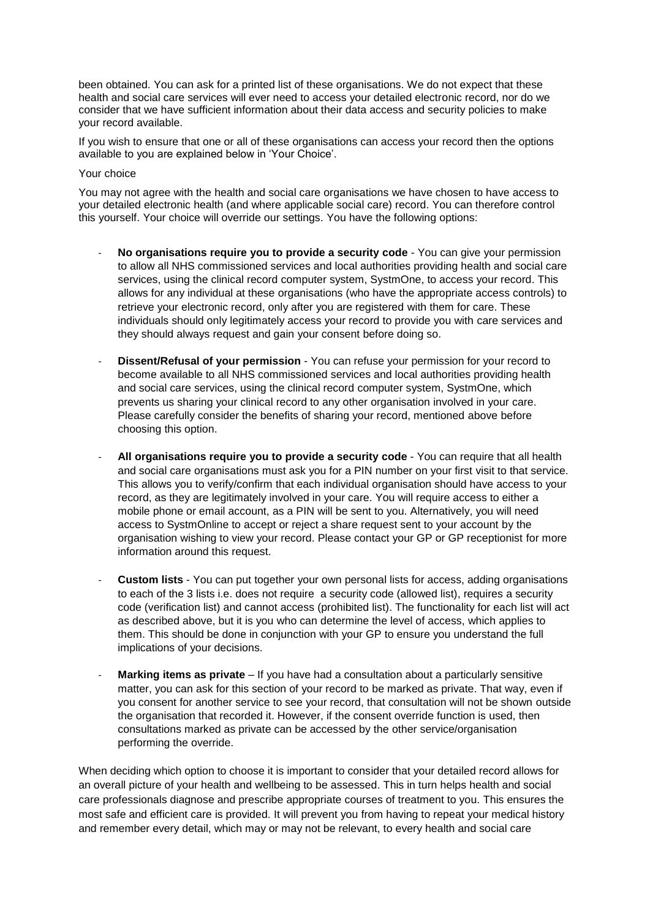been obtained. You can ask for a printed list of these organisations. We do not expect that these health and social care services will ever need to access your detailed electronic record, nor do we consider that we have sufficient information about their data access and security policies to make your record available.

If you wish to ensure that one or all of these organisations can access your record then the options available to you are explained below in 'Your Choice'.

Your choice

You may not agree with the health and social care organisations we have chosen to have access to your detailed electronic health (and where applicable social care) record. You can therefore control this yourself. Your choice will override our settings. You have the following options:

- **No organisations require you to provide a security code** - You can give your permission to allow all NHS commissioned services and local authorities providing health and social care services, using the clinical record computer system, SystmOne, to access your record. This allows for any individual at these organisations (who have the appropriate access controls) to retrieve your electronic record, only after you are registered with them for care. These individuals should only legitimately access your record to provide you with care services and they should always request and gain your consent before doing so.

- **Dissent/Refusal of your permission** - You can refuse your permission for your record to become available to all NHS commissioned services and local authorities providing health and social care services, using the clinical record computer system, SystmOne, which prevents us sharing your clinical record to any other organisation involved in your care. Please carefully consider the benefits of sharing your record, mentioned above before choosing this option.

- **All organisations require you to provide a security code** - You can require that all health and social care organisations must ask you for a PIN number on your first visit to that service. This allows you to verify/confirm that each individual organisation should have access to your record, as they are legitimately involved in your care. You will require access to either a mobile phone or email account, as a PIN will be sent to you. Alternatively, you will need access to SystmOnline to accept or reject a share request sent to your account by the organisation wishing to view your record. Please contact your GP or GP receptionist for more information around this request.

- **Custom lists** - You can put together your own personal lists for access, adding organisations to each of the 3 lists i.e. does not require a security code (allowed list), requires a security code (verification list) and cannot access (prohibited list). The functionality for each list will act as described above, but it is you who can determine the level of access, which applies to them. This should be done in conjunction with your GP to ensure you understand the full implications of your decisions.

- **Marking items as private** – If you have had a consultation about a particularly sensitive matter, you can ask for this section of your record to be marked as private. That way, even if you consent for another service to see your record, that consultation will not be shown outside the organisation that recorded it. However, if the consent override function is used, then consultations marked as private can be accessed by the other service/organisation performing the override.

When deciding which option to choose it is important to consider that your detailed record allows for an overall picture of your health and wellbeing to be assessed. This in turn helps health and social care professionals diagnose and prescribe appropriate courses of treatment to you. This ensures the most safe and efficient care is provided. It will prevent you from having to repeat your medical history and remember every detail, which may or may not be relevant, to every health and social care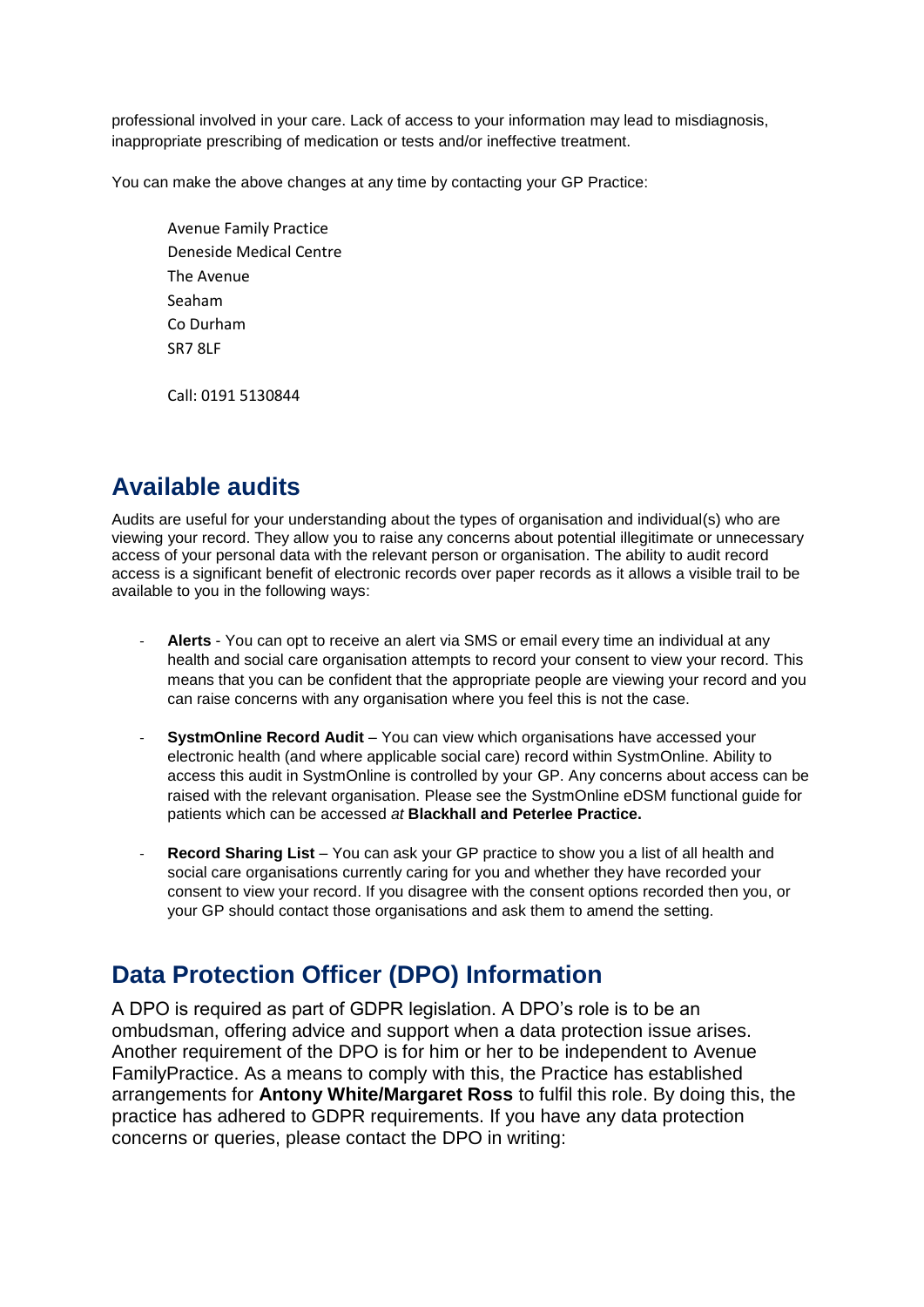professional involved in your care. Lack of access to your information may lead to misdiagnosis, inappropriate prescribing of medication or tests and/or ineffective treatment.

You can make the above changes at any time by contacting your GP Practice:

Avenue Family Practice
Deneside Medical Centre
The Avenue
Seaham
Co Durham
SR7 8LF

Call: 0191 5130844

## Available audits

Audits are useful for your understanding about the types of organisation and individual(s) who are viewing your record. They allow you to raise any concerns about potential illegitimate or unnecessary access of your personal data with the relevant person or organisation. The ability to audit record access is a significant benefit of electronic records over paper records as it allows a visible trail to be available to you in the following ways:

- **Alerts** - You can opt to receive an alert via SMS or email every time an individual at any health and social care organisation attempts to record your consent to view your record. This means that you can be confident that the appropriate people are viewing your record and you can raise concerns with any organisation where you feel this is not the case.
- **SystmOnline Record Audit** – You can view which organisations have accessed your electronic health (and where applicable social care) record within SystmOnline. Ability to access this audit in SystmOnline is controlled by your GP. Any concerns about access can be raised with the relevant organisation. Please see the SystmOnline eDSM functional guide for patients which can be accessed *at* **Blackhall and Peterlee Practice.**
- **Record Sharing List** – You can ask your GP practice to show you a list of all health and social care organisations currently caring for you and whether they have recorded your consent to view your record. If you disagree with the consent options recorded then you, or your GP should contact those organisations and ask them to amend the setting.

## Data Protection Officer (DPO) Information

A DPO is required as part of GDPR legislation. A DPO's role is to be an ombudsman, offering advice and support when a data protection issue arises. Another requirement of the DPO is for him or her to be independent to Avenue FamilyPractice. As a means to comply with this, the Practice has established arrangements for **Antony White/Margaret Ross** to fulfil this role. By doing this, the practice has adhered to GDPR requirements. If you have any data protection concerns or queries, please contact the DPO in writing: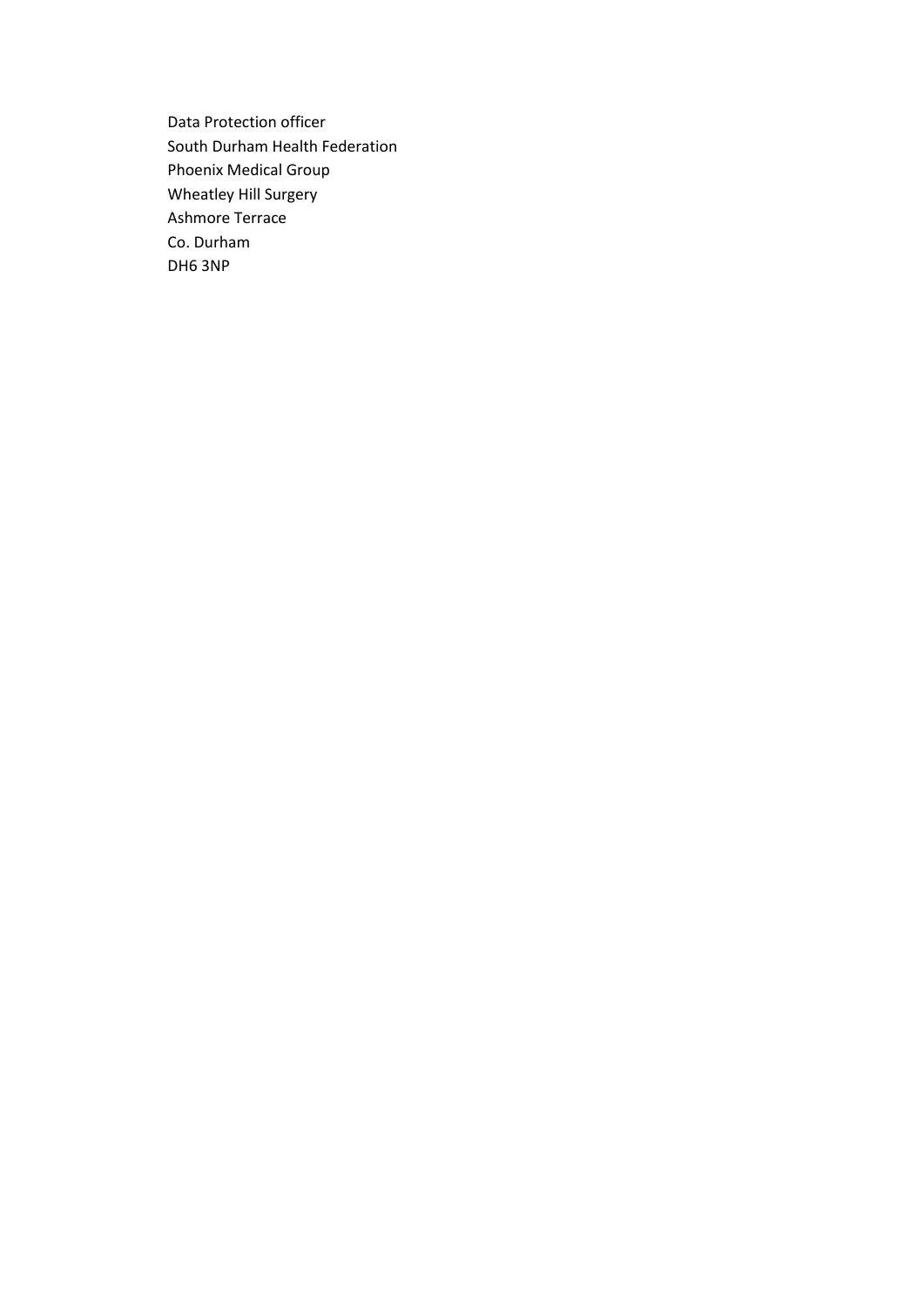Data Protection officer
South Durham Health Federation
Phoenix Medical Group
Wheatley Hill Surgery
Ashmore Terrace
Co. Durham
DH6 3NP